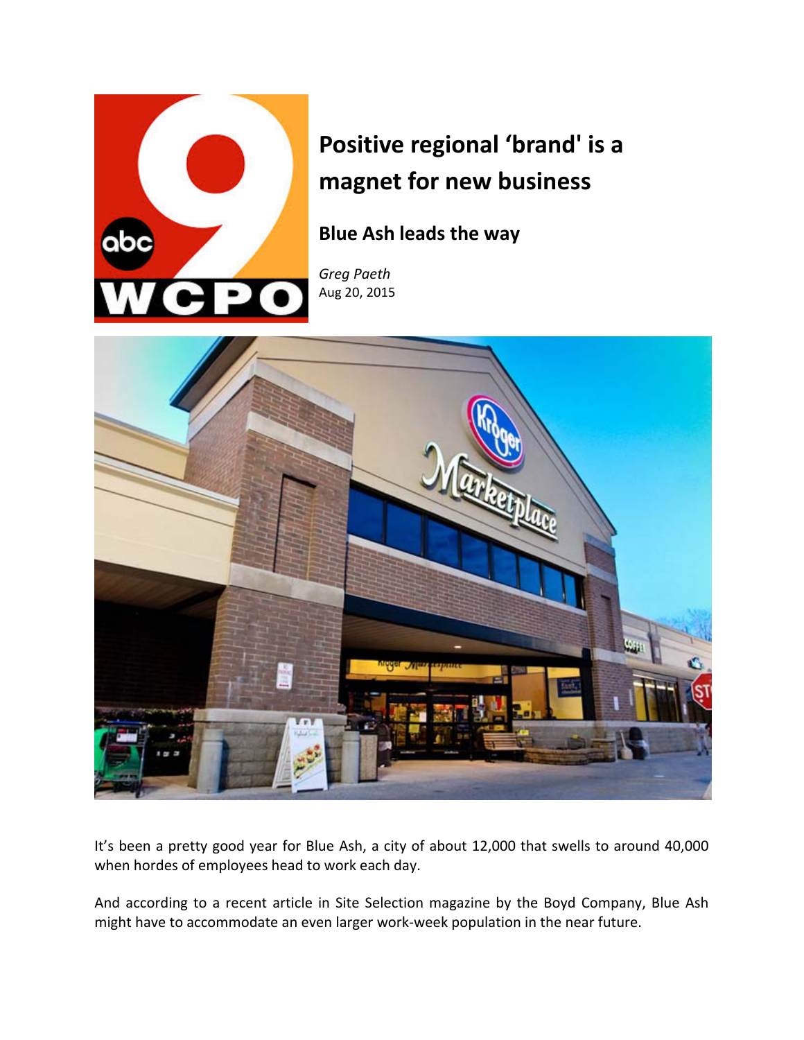# Positive regional 'brand' is a magnet for new business

## Blue Ash leads the way

*Greg Paeth*
Aug 20, 2015

It's been a pretty good year for Blue Ash, a city of about 12,000 that swells to around 40,000 when hordes of employees head to work each day.

And according to a recent article in Site Selection magazine by the Boyd Company, Blue Ash might have to accommodate an even larger work-week population in the near future.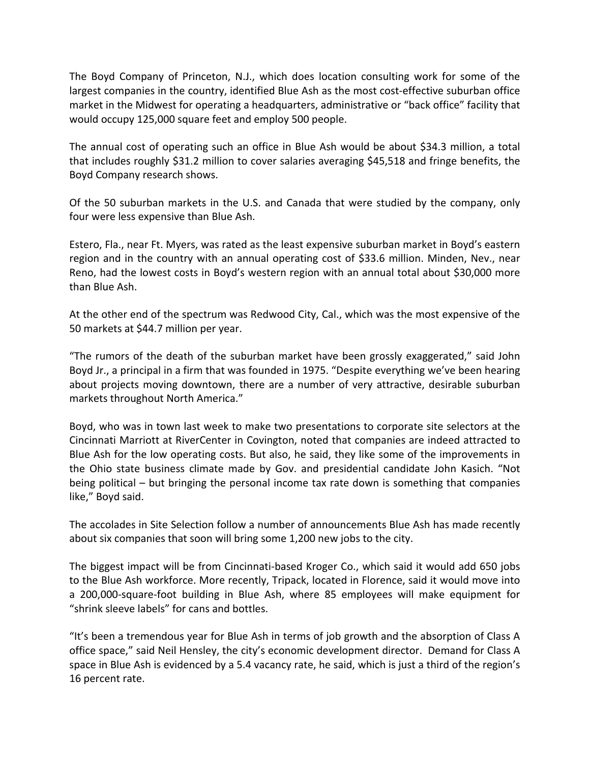The Boyd Company of Princeton, N.J., which does location consulting work for some of the largest companies in the country, identified Blue Ash as the most cost-effective suburban office market in the Midwest for operating a headquarters, administrative or "back office" facility that would occupy 125,000 square feet and employ 500 people.

The annual cost of operating such an office in Blue Ash would be about $34.3 million, a total that includes roughly $31.2 million to cover salaries averaging $45,518 and fringe benefits, the Boyd Company research shows.

Of the 50 suburban markets in the U.S. and Canada that were studied by the company, only four were less expensive than Blue Ash.

Estero, Fla., near Ft. Myers, was rated as the least expensive suburban market in Boyd's eastern region and in the country with an annual operating cost of $33.6 million. Minden, Nev., near Reno, had the lowest costs in Boyd's western region with an annual total about $30,000 more than Blue Ash.

At the other end of the spectrum was Redwood City, Cal., which was the most expensive of the 50 markets at $44.7 million per year.

"The rumors of the death of the suburban market have been grossly exaggerated," said John Boyd Jr., a principal in a firm that was founded in 1975. "Despite everything we've been hearing about projects moving downtown, there are a number of very attractive, desirable suburban markets throughout North America."

Boyd, who was in town last week to make two presentations to corporate site selectors at the Cincinnati Marriott at RiverCenter in Covington, noted that companies are indeed attracted to Blue Ash for the low operating costs. But also, he said, they like some of the improvements in the Ohio state business climate made by Gov. and presidential candidate John Kasich. "Not being political – but bringing the personal income tax rate down is something that companies like," Boyd said.

The accolades in Site Selection follow a number of announcements Blue Ash has made recently about six companies that soon will bring some 1,200 new jobs to the city.

The biggest impact will be from Cincinnati-based Kroger Co., which said it would add 650 jobs to the Blue Ash workforce. More recently, Tripack, located in Florence, said it would move into a 200,000-square-foot building in Blue Ash, where 85 employees will make equipment for "shrink sleeve labels" for cans and bottles.

"It's been a tremendous year for Blue Ash in terms of job growth and the absorption of Class A office space," said Neil Hensley, the city's economic development director. Demand for Class A space in Blue Ash is evidenced by a 5.4 vacancy rate, he said, which is just a third of the region's 16 percent rate.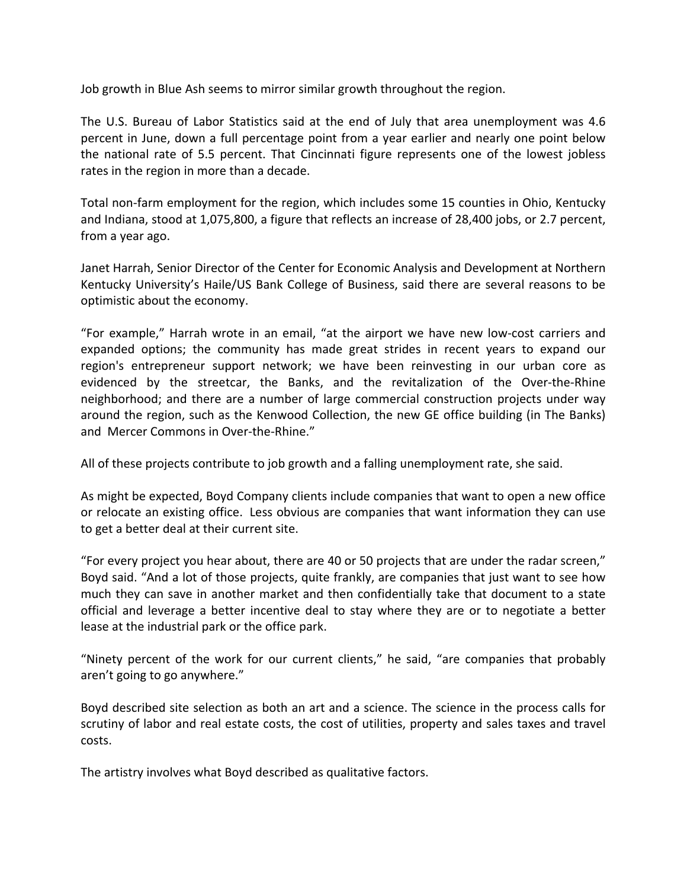Job growth in Blue Ash seems to mirror similar growth throughout the region.

The U.S. Bureau of Labor Statistics said at the end of July that area unemployment was 4.6 percent in June, down a full percentage point from a year earlier and nearly one point below the national rate of 5.5 percent. That Cincinnati figure represents one of the lowest jobless rates in the region in more than a decade.

Total non-farm employment for the region, which includes some 15 counties in Ohio, Kentucky and Indiana, stood at 1,075,800, a figure that reflects an increase of 28,400 jobs, or 2.7 percent, from a year ago.

Janet Harrah, Senior Director of the Center for Economic Analysis and Development at Northern Kentucky University's Haile/US Bank College of Business, said there are several reasons to be optimistic about the economy.

"For example," Harrah wrote in an email, "at the airport we have new low-cost carriers and expanded options; the community has made great strides in recent years to expand our region's entrepreneur support network; we have been reinvesting in our urban core as evidenced by the streetcar, the Banks, and the revitalization of the Over-the-Rhine neighborhood; and there are a number of large commercial construction projects under way around the region, such as the Kenwood Collection, the new GE office building (in The Banks) and Mercer Commons in Over-the-Rhine."

All of these projects contribute to job growth and a falling unemployment rate, she said.

As might be expected, Boyd Company clients include companies that want to open a new office or relocate an existing office. Less obvious are companies that want information they can use to get a better deal at their current site.

"For every project you hear about, there are 40 or 50 projects that are under the radar screen," Boyd said. "And a lot of those projects, quite frankly, are companies that just want to see how much they can save in another market and then confidentially take that document to a state official and leverage a better incentive deal to stay where they are or to negotiate a better lease at the industrial park or the office park.

"Ninety percent of the work for our current clients," he said, "are companies that probably aren't going to go anywhere."

Boyd described site selection as both an art and a science. The science in the process calls for scrutiny of labor and real estate costs, the cost of utilities, property and sales taxes and travel costs.

The artistry involves what Boyd described as qualitative factors.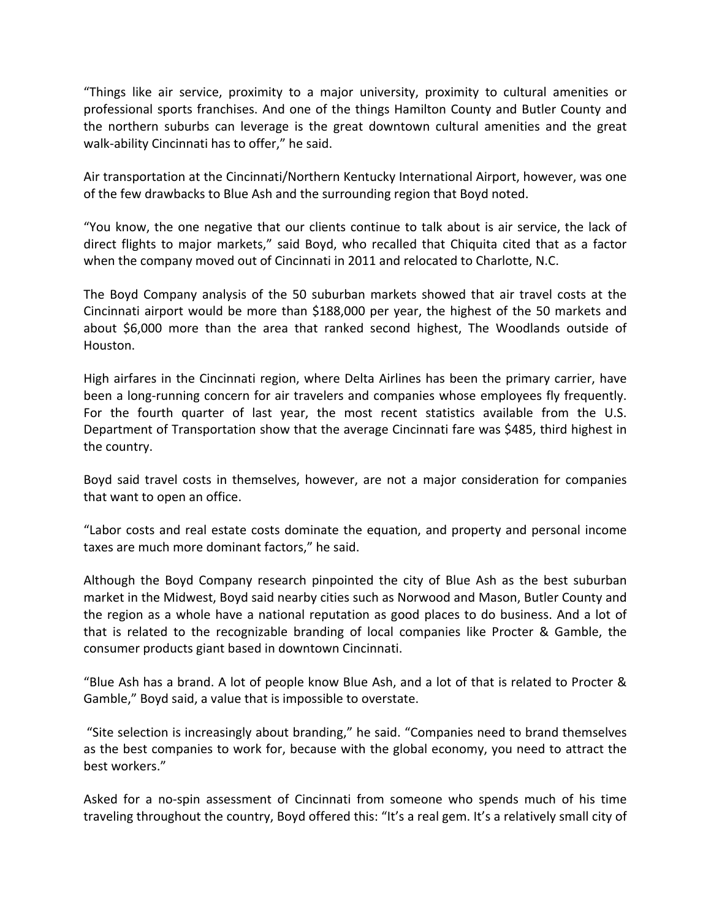"Things like air service, proximity to a major university, proximity to cultural amenities or professional sports franchises. And one of the things Hamilton County and Butler County and the northern suburbs can leverage is the great downtown cultural amenities and the great walk-ability Cincinnati has to offer," he said.

Air transportation at the Cincinnati/Northern Kentucky International Airport, however, was one of the few drawbacks to Blue Ash and the surrounding region that Boyd noted.

"You know, the one negative that our clients continue to talk about is air service, the lack of direct flights to major markets," said Boyd, who recalled that Chiquita cited that as a factor when the company moved out of Cincinnati in 2011 and relocated to Charlotte, N.C.

The Boyd Company analysis of the 50 suburban markets showed that air travel costs at the Cincinnati airport would be more than $188,000 per year, the highest of the 50 markets and about $6,000 more than the area that ranked second highest, The Woodlands outside of Houston.

High airfares in the Cincinnati region, where Delta Airlines has been the primary carrier, have been a long-running concern for air travelers and companies whose employees fly frequently. For the fourth quarter of last year, the most recent statistics available from the U.S. Department of Transportation show that the average Cincinnati fare was $485, third highest in the country.

Boyd said travel costs in themselves, however, are not a major consideration for companies that want to open an office.

"Labor costs and real estate costs dominate the equation, and property and personal income taxes are much more dominant factors," he said.

Although the Boyd Company research pinpointed the city of Blue Ash as the best suburban market in the Midwest, Boyd said nearby cities such as Norwood and Mason, Butler County and the region as a whole have a national reputation as good places to do business. And a lot of that is related to the recognizable branding of local companies like Procter & Gamble, the consumer products giant based in downtown Cincinnati.

"Blue Ash has a brand. A lot of people know Blue Ash, and a lot of that is related to Procter & Gamble," Boyd said, a value that is impossible to overstate.

"Site selection is increasingly about branding," he said. "Companies need to brand themselves as the best companies to work for, because with the global economy, you need to attract the best workers."

Asked for a no-spin assessment of Cincinnati from someone who spends much of his time traveling throughout the country, Boyd offered this: "It's a real gem. It's a relatively small city of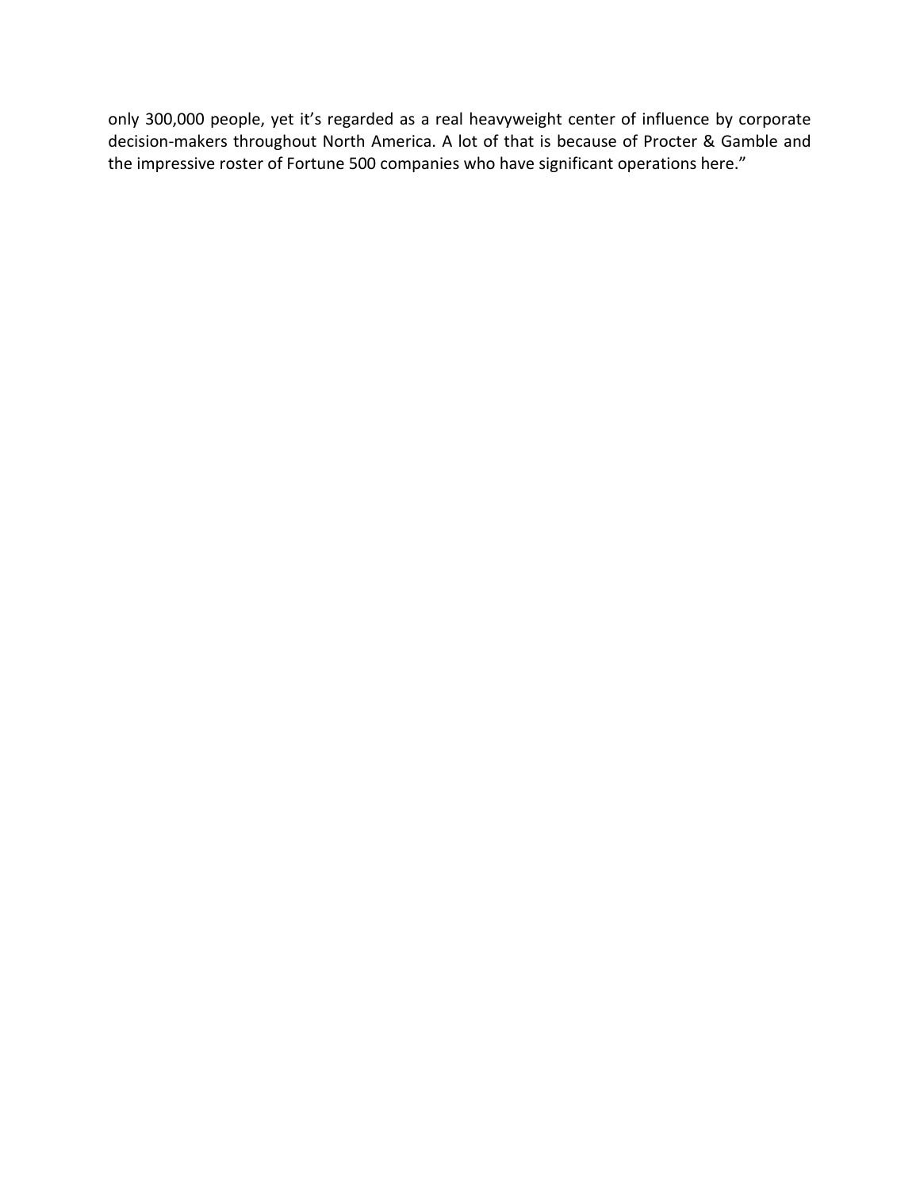only 300,000 people, yet it’s regarded as a real heavyweight center of influence by corporate decision-makers throughout North America. A lot of that is because of Procter & Gamble and the impressive roster of Fortune 500 companies who have significant operations here.”